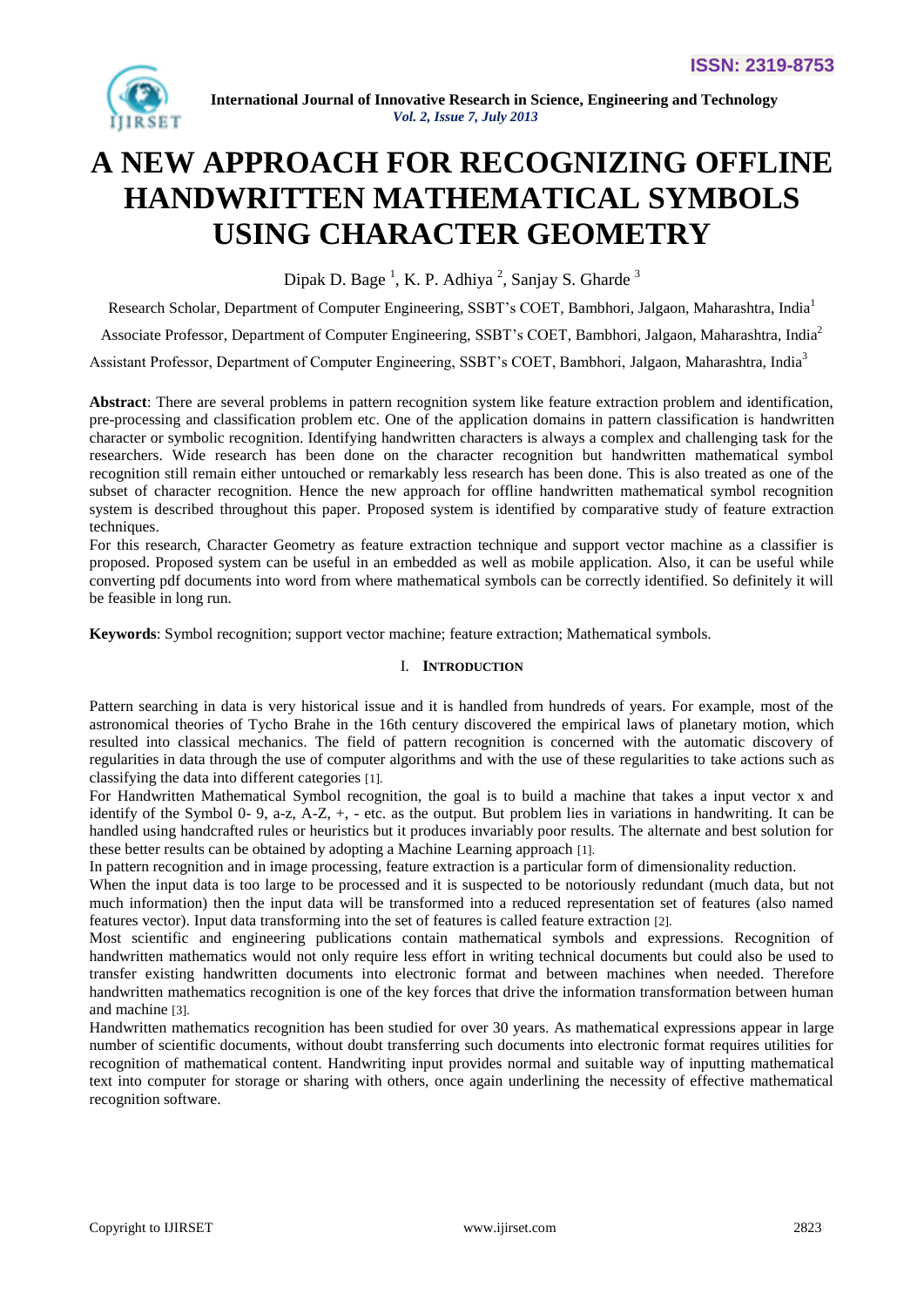# A NEW APPROACH FOR RECOGNIZING OFFLINE HANDWRITTEN MATHEMATICAL SYMBOLS USING CHARACTER GEOMETRY

Dipak D. Bage [1], K. P. Adhiya [2], Sanjay S. Gharde [3]

Research Scholar, Department of Computer Engineering, SSBT's COET, Bambhori, Jalgaon, Maharashtra, India[1]

Associate Professor, Department of Computer Engineering, SSBT's COET, Bambhori, Jalgaon, Maharashtra, India[2]

Assistant Professor, Department of Computer Engineering, SSBT's COET, Bambhori, Jalgaon, Maharashtra, India[3]

**Abstract**: There are several problems in pattern recognition system like feature extraction problem and identification, pre-processing and classification problem etc. One of the application domains in pattern classification is handwritten character or symbolic recognition. Identifying handwritten characters is always a complex and challenging task for the researchers. Wide research has been done on the character recognition but handwritten mathematical symbol recognition still remain either untouched or remarkably less research has been done. This is also treated as one of the subset of character recognition. Hence the new approach for offline handwritten mathematical symbol recognition system is described throughout this paper. Proposed system is identified by comparative study of feature extraction techniques.

For this research, Character Geometry as feature extraction technique and support vector machine as a classifier is proposed. Proposed system can be useful in an embedded as well as mobile application. Also, it can be useful while converting pdf documents into word from where mathematical symbols can be correctly identified. So definitely it will be feasible in long run.

**Keywords**: Symbol recognition; support vector machine; feature extraction; Mathematical symbols.

## I. INTRODUCTION

Pattern searching in data is very historical issue and it is handled from hundreds of years. For example, most of the astronomical theories of Tycho Brahe in the 16th century discovered the empirical laws of planetary motion, which resulted into classical mechanics. The field of pattern recognition is concerned with the automatic discovery of regularities in data through the use of computer algorithms and with the use of these regularities to take actions such as classifying the data into different categories [1].

For Handwritten Mathematical Symbol recognition, the goal is to build a machine that takes a input vector x and identify of the Symbol 0- 9, a-z, A-Z, +, - etc. as the output. But problem lies in variations in handwriting. It can be handled using handcrafted rules or heuristics but it produces invariably poor results. The alternate and best solution for these better results can be obtained by adopting a Machine Learning approach [1].

In pattern recognition and in image processing, feature extraction is a particular form of dimensionality reduction.

When the input data is too large to be processed and it is suspected to be notoriously redundant (much data, but not much information) then the input data will be transformed into a reduced representation set of features (also named features vector). Input data transforming into the set of features is called feature extraction [2].

Most scientific and engineering publications contain mathematical symbols and expressions. Recognition of handwritten mathematics would not only require less effort in writing technical documents but could also be used to transfer existing handwritten documents into electronic format and between machines when needed. Therefore handwritten mathematics recognition is one of the key forces that drive the information transformation between human and machine [3].

Handwritten mathematics recognition has been studied for over 30 years. As mathematical expressions appear in large number of scientific documents, without doubt transferring such documents into electronic format requires utilities for recognition of mathematical content. Handwriting input provides normal and suitable way of inputting mathematical text into computer for storage or sharing with others, once again underlining the necessity of effective mathematical recognition software.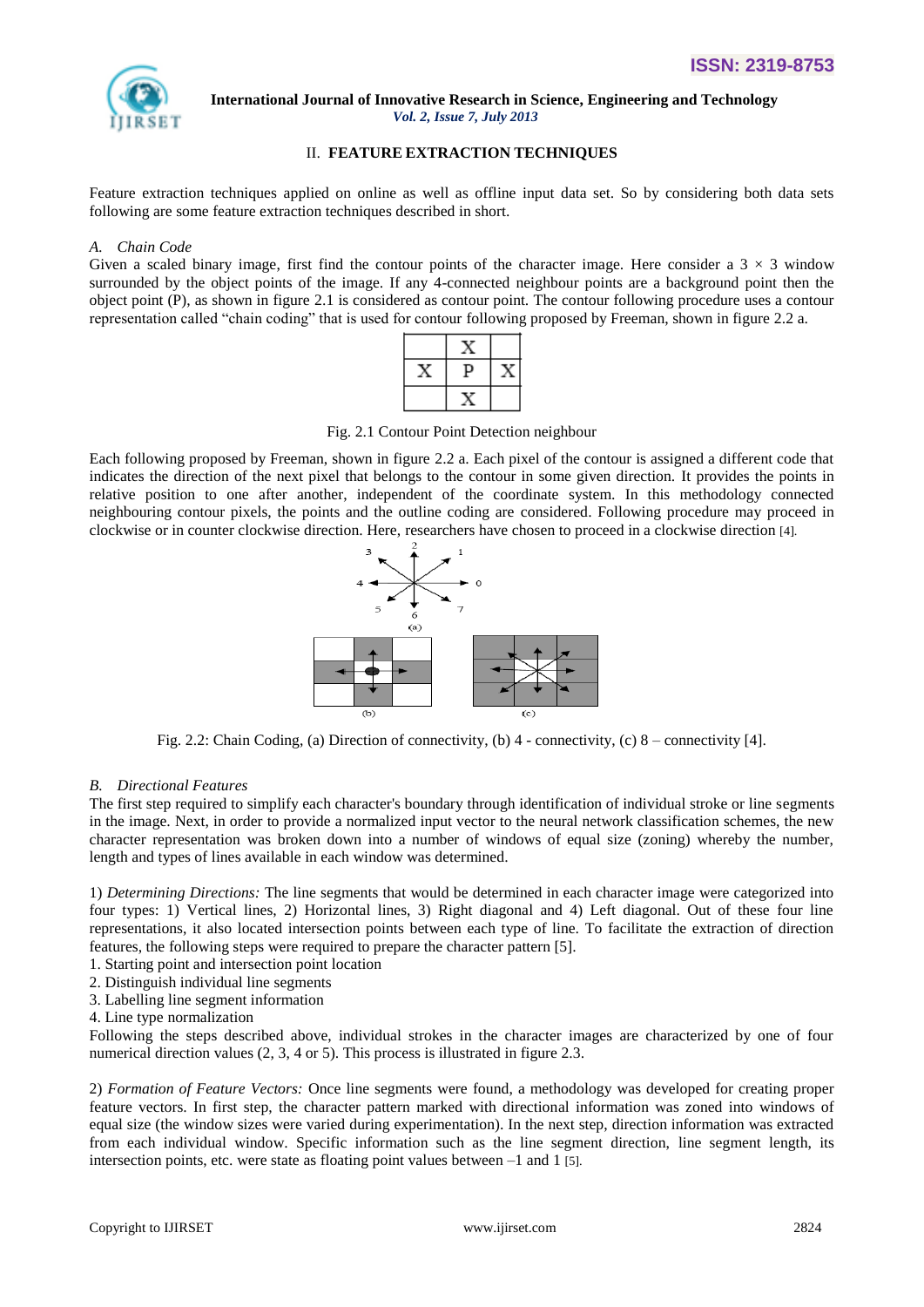## II. FEATURE EXTRACTION TECHNIQUES

Feature extraction techniques applied on online as well as offline input data set. So by considering both data sets following are some feature extraction techniques described in short.

### *A. Chain Code*

Given a scaled binary image, first find the contour points of the character image. Here consider a 3 × 3 window surrounded by the object points of the image. If any 4-connected neighbour points are a background point then the object point (P), as shown in figure 2.1 is considered as contour point. The contour following procedure uses a contour representation called "chain coding" that is used for contour following proposed by Freeman, shown in figure 2.2 a.

|   | X |   |
|---|---|---|
| X | P | X |
|   | X |   |

Fig. 2.1 Contour Point Detection neighbour

Each following proposed by Freeman, shown in figure 2.2 a. Each pixel of the contour is assigned a different code that indicates the direction of the next pixel that belongs to the contour in some given direction. It provides the points in relative position to one after another, independent of the coordinate system. In this methodology of using a chain coding of connecting neighbouring contour pixels, the points and the outline coding are considered. Following procedure may proceed in clockwise or in counter clockwise direction. Here, researchers have chosen to proceed in a clockwise direction [4].

Fig. 2.2: Chain Coding, (a) Direction of connectivity, (b) 4 - connectivity, (c) 8 – connectivity [4].

### *B. Directional Features*

The first step required to simplify each character's boundary through identification of individual stroke or line segments in the image. Next, in order to provide a normalized input vector to the neural network classification schemes, the new character representation was broken down into a number of windows of equal size (zoning) whereby the number, length and types of lines available in each window was determined.

1) *Determining Directions:* The line segments that would be determined in each character image were categorized into four types: 1) Vertical lines, 2) Horizontal lines, 3) Right diagonal and 4) Left diagonal. Out of these four line representations, it also located intersection points between each type of line. To facilitate the extraction of direction features, the following steps were required to prepare the character pattern [5].

1. Starting point and intersection point location
2. Distinguish individual line segments
3. Labelling line segment information
4. Line type normalization

Following the steps described above, individual strokes in the character images are characterized by one of four numerical direction values (2, 3, 4 or 5). This process is illustrated in figure 2.3.

2) *Formation of Feature Vectors:* Once line segments were found, a methodology was developed for creating proper feature vectors. In first step, the character pattern marked with directional information was zoned into windows of equal size (the window sizes were varied during experimentation). In the next step, direction information was extracted from each individual window. Specific information such as the line segment direction, line segment length, its intersection points, etc. were state as floating point values between –1 and 1 [5].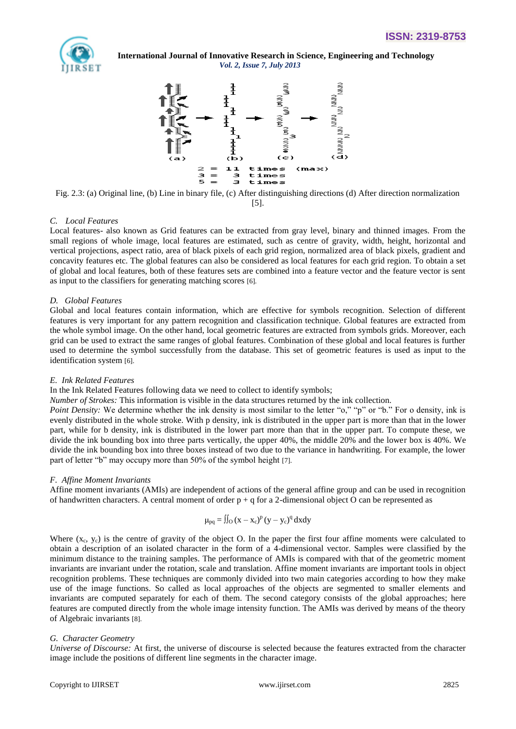Fig. 2.3: (a) Original line, (b) Line in binary file, (c) After distinguishing directions (d) After direction normalization [5].

### C. Local Features

Local features- also known as Grid features can be extracted from gray level, binary and thinned images. From the small regions of whole image, local features are estimated, such as centre of gravity, width, height, horizontal and vertical projections, aspect ratio, area of black pixels of each grid region, normalized area of black pixels, gradient and concavity features etc. The global features can also be considered as local features for each grid region. To obtain a set of global and local features, both of these features sets are combined into a feature vector and the feature vector is sent as input to the classifiers for generating matching scores [6].

### D. Global Features

Global and local features contain information, which are effective for symbols recognition. Selection of different features is very important for any pattern recognition and classification technique. Global features are extracted from the whole symbol image. On the other hand, local geometric features are extracted from symbols grids. Moreover, each grid can be used to extract the same ranges of global features. Combination of these global and local features is further used to determine the symbol successfully from the database. This set of geometric features is used as input to the identification system [6].

### E. Ink Related Features

In the Ink Related Features following data we need to collect to identify symbols;

*Number of Strokes:* This information is visible in the data structures returned by the ink collection.

*Point Density:* We determine whether the ink density is most similar to the letter "o," "p" or "b." For o density, ink is evenly distributed in the whole stroke. With p density, ink is distributed in the upper part is more than that in the lower part, while for b density, ink is distributed in the lower part more than that in the upper part. To compute these, we divide the ink bounding box into three parts vertically, the upper 40%, the middle 20% and the lower box is 40%. We divide the ink bounding box into three boxes instead of two due to the variance in handwriting. For example, the lower part of letter "b" may occupy more than 50% of the symbol height [7].

### F. Affine Moment Invariants

Affine moment invariants (AMIs) are independent of actions of the general affine group and can be used in recognition of handwritten characters. A central moment of order p + q for a 2-dimensional object O can be represented as

$$\mu_{pq} = \iint_O (x - x_c)^p (y - y_c)^q \, dxdy$$

Where ($x_c$, $y_c$) is the centre of gravity of the object O. In the paper the first four affine moments were calculated to obtain a description of an isolated character in the form of a 4-dimensional vector. Samples were classified by the minimum distance to the training samples. The performance of AMIs is compared with that of the geometric moment invariants are invariant under the rotation, scale and translation. Affine moment invariants are important tools in object recognition problems. These techniques are commonly divided into two main categories according to how they make use of the image functions. So called as local approaches of the objects are segmented to smaller elements and invariants are computed separately for each of them. The second category consists of the global approaches; here features are computed directly from the whole image intensity function. The AMIs was derived by means of the theory of Algebraic invariants [8].

### G. Character Geometry

*Universe of Discourse:* At first, the universe of discourse is selected because the features extracted from the character image include the positions of different line segments in the character image.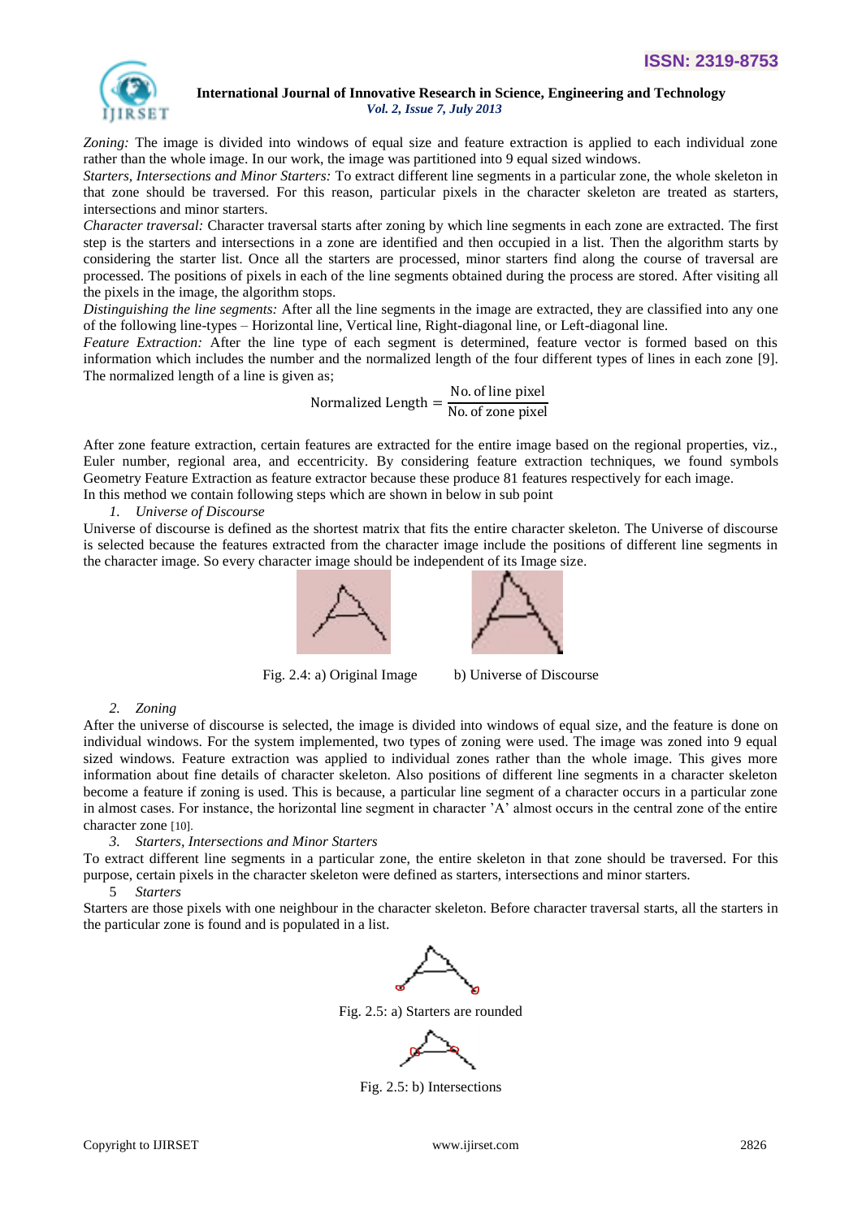*Zoning:* The image is divided into windows of equal size and feature extraction is applied to each individual zone rather than the whole image. In our work, the image was partitioned into 9 equal sized windows.

*Starters, Intersections and Minor Starters:* To extract different line segments in a particular zone, the whole skeleton in that zone should be traversed. For this reason, particular pixels in the character skeleton are treated as starters, intersections and minor starters.

*Character traversal:* Character traversal starts after zoning by which line segments in each zone are extracted. The first step is the starters and intersections in a zone are identified and then occupied in a list. Then the algorithm starts by considering the starter list. Once all the starters are processed, minor starters find along the course of traversal are processed. The positions of pixels in each of the line segments obtained during the process are stored. After visiting all the pixels in the image, the algorithm stops.

*Distinguishing the line segments:* After all the line segments in the image are extracted, they are classified into any one of the following line-types – Horizontal line, Vertical line, Right-diagonal line, or Left-diagonal line.

*Feature Extraction:* After the line type of each segment is determined, feature vector is formed based on this information which includes the number and the normalized length of the four different types of lines in each zone [9]. The normalized length of a line is given as;

$$\text{Normalized Length} = \frac{\text{No. of line pixel}}{\text{No. of zone pixel}}$$

After zone feature extraction, certain features are extracted for the entire image based on the regional properties, viz., Euler number, regional area, and eccentricity. By considering feature extraction techniques, we found symbols Geometry Feature Extraction as feature extractor because these produce 81 features respectively for each image.

In this method we contain following steps which are shown in below in sub point

1. *Universe of Discourse*

Universe of discourse is defined as the shortest matrix that fits the entire character skeleton. The Universe of discourse is selected because the features extracted from the character image include the positions of different line segments in the character image. So every character image should be independent of its Image size.

Fig. 2.4: a) Original Image    b) Universe of Discourse

2. *Zoning*

After the universe of discourse is selected, the image is divided into windows of equal size, and the feature is done on individual windows. For the system implemented, two types of zoning were used. The image was zoned into 9 equal sized windows. Feature extraction was applied to individual zones rather than the whole image. This gives more information about fine details of character skeleton. Also positions of different line segments in a character skeleton become a feature if zoning is used. This is because, a particular line segment of a character occurs in a particular zone in almost cases. For instance, the horizontal line segment in character 'A' almost occurs in the central zone of the entire character zone [10].

3. *Starters, Intersections and Minor Starters*

To extract different line segments in a particular zone, the entire skeleton in that zone should be traversed. For this purpose, certain pixels in the character skeleton were defined as starters, intersections and minor starters.

5 *Starters*

Starters are those pixels with one neighbour in the character skeleton. Before character traversal starts, all the starters in the particular zone is found and is populated in a list.

Fig. 2.5: a) Starters are rounded

Fig. 2.5: b) Intersections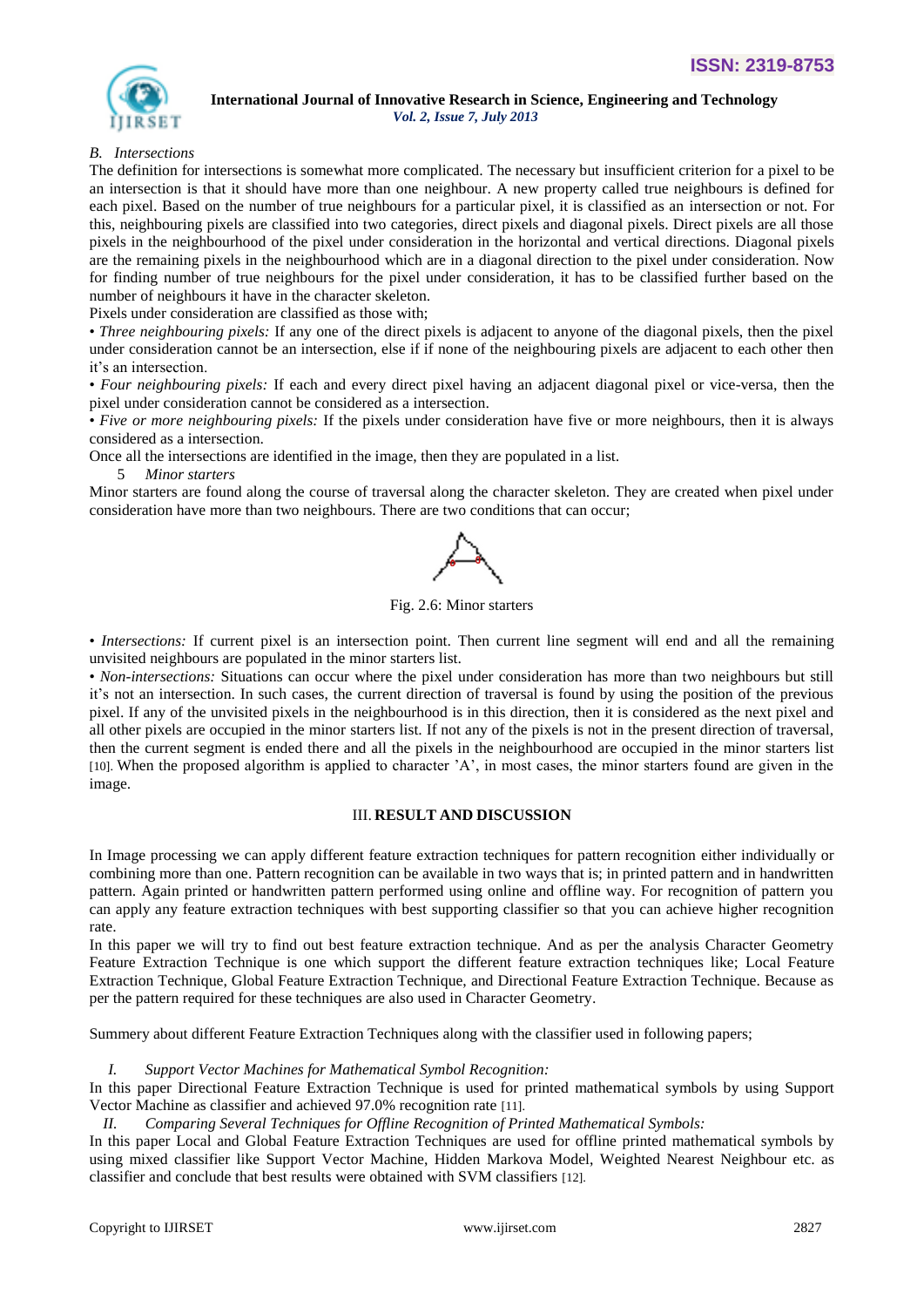*B. Intersections*

The definition for intersections is somewhat more complicated. The necessary but insufficient criterion for a pixel to be an intersection is that it should have more than one neighbour. A new property called true neighbours is defined for each pixel. Based on the number of true neighbours for a particular pixel, it is classified as an intersection or not. For this, neighbouring pixels are classified into two categories, direct pixels and diagonal pixels. Direct pixels are all those pixels in the neighbourhood of the pixel under consideration in the horizontal and vertical directions. Diagonal pixels are the remaining pixels in the neighbourhood which are in a diagonal direction to the pixel under consideration. Now for finding number of true neighbours for the pixel under consideration, it has to be classified further based on the number of neighbours it have in the character skeleton.

Pixels under consideration are classified as those with;

- *Three neighbouring pixels:* If any one of the direct pixels is adjacent to anyone of the diagonal pixels, then the pixel under consideration cannot be an intersection, else if if none of the neighbouring pixels are adjacent to each other then it's an intersection.
- *Four neighbouring pixels:* If each and every direct pixel having an adjacent diagonal pixel or vice-versa, then the pixel under consideration cannot be considered as a intersection.
- *Five or more neighbouring pixels:* If the pixels under consideration have five or more neighbours, then it is always considered as a intersection.

Once all the intersections are identified in the image, then they are populated in a list.

5 *Minor starters*

Minor starters are found along the course of traversal along the character skeleton. They are created when pixel under consideration have more than two neighbours. There are two conditions that can occur;

Fig. 2.6: Minor starters

- *Intersections:* If current pixel is an intersection point. Then current line segment will end and all the remaining unvisited neighbours are populated in the minor starters list.
- *Non-intersections:* Situations can occur where the pixel under consideration has more than two neighbours but still it's not an intersection. In such cases, the current direction of traversal is found by using the position of the previous pixel. If any of the unvisited pixels in the neighbourhood is in this direction, then it is considered as the next pixel and all other pixels are occupied in the minor starters list. If not any of the pixels is not in the present direction of traversal, then the current segment is ended there and all the pixels in the neighbourhood are occupied in the minor starters list [10]. When the proposed algorithm is applied to character 'A', in most cases, the minor starters found are given in the image.

## III. RESULT AND DISCUSSION

In Image processing we can apply different feature extraction techniques for pattern recognition either individually or combining more than one. Pattern recognition can be available in two ways that is; in printed pattern and in handwritten pattern. Again printed or handwritten pattern performed using online and offline way. For recognition of pattern you can apply any feature extraction techniques with best supporting classifier so that you can achieve higher recognition rate.

In this paper we will try to find out best feature extraction technique. And as per the analysis Character Geometry Feature Extraction Technique is one which support the different feature extraction techniques like; Local Feature Extraction Technique, Global Feature Extraction Technique, and Directional Feature Extraction Technique. Because as per the pattern required for these techniques are also used in Character Geometry.

Summery about different Feature Extraction Techniques along with the classifier used in following papers;

*I. Support Vector Machines for Mathematical Symbol Recognition:*

In this paper Directional Feature Extraction Technique is used for printed mathematical symbols by using Support Vector Machine as classifier and achieved 97.0% recognition rate [11].

*II. Comparing Several Techniques for Offline Recognition of Printed Mathematical Symbols:*

In this paper Local and Global Feature Extraction Techniques are used for offline printed mathematical symbols by using mixed classifier like Support Vector Machine, Hidden Markova Model, Weighted Nearest Neighbour etc. as classifier and conclude that best results were obtained with SVM classifiers [12].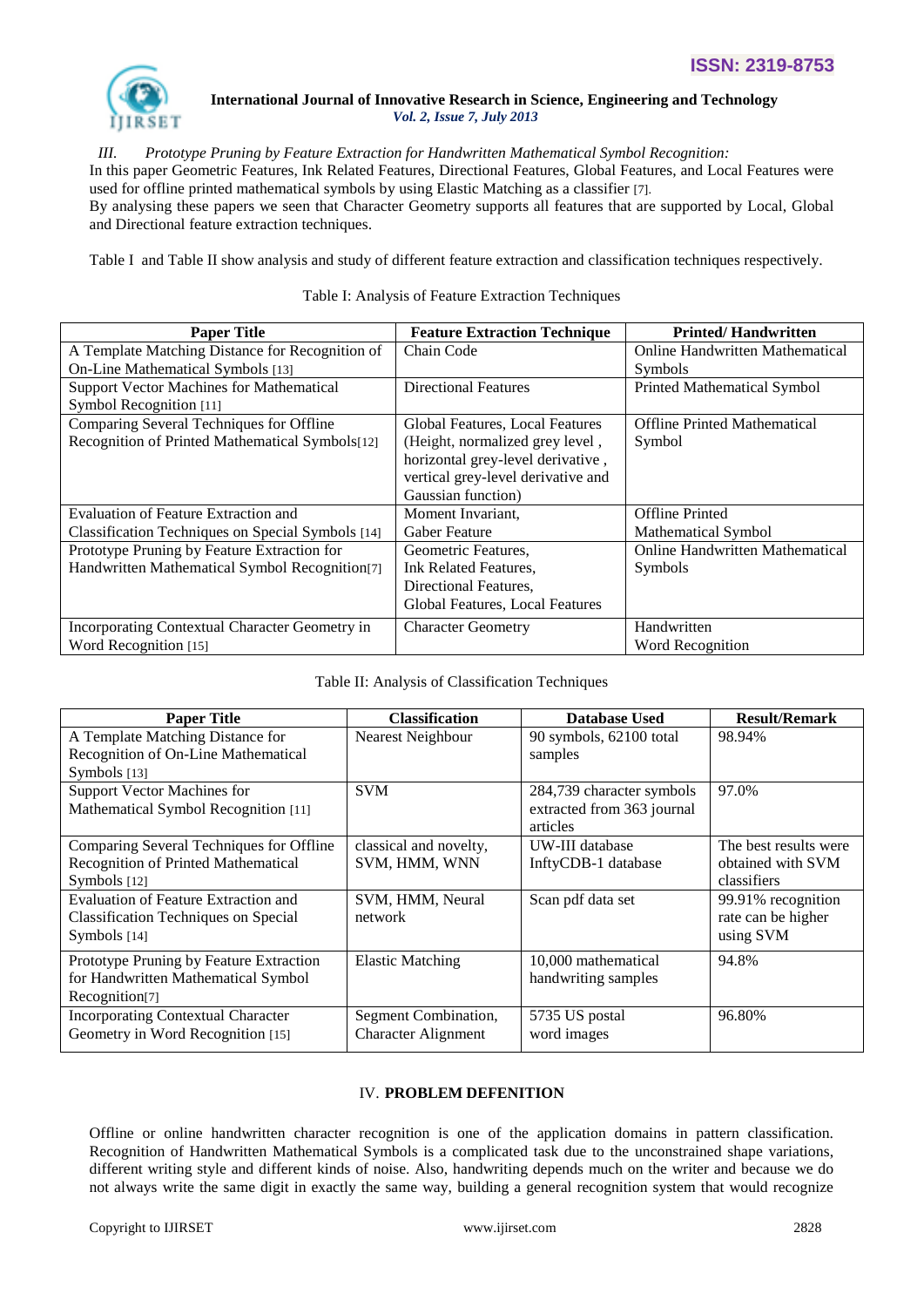*III. Prototype Pruning by Feature Extraction for Handwritten Mathematical Symbol Recognition:*

In this paper Geometric Features, Ink Related Features, Directional Features, Global Features, and Local Features were used for offline printed mathematical symbols by using Elastic Matching as a classifier [7].

By analysing these papers we seen that Character Geometry supports all features that are supported by Local, Global and Directional feature extraction techniques.

Table I and Table II show analysis and study of different feature extraction and classification techniques respectively.

Table I: Analysis of Feature Extraction Techniques

| Paper Title | Feature Extraction Technique | Printed/ Handwritten |
|---|---|---|
| A Template Matching Distance for Recognition of On-Line Mathematical Symbols [13] | Chain Code | Online Handwritten Mathematical Symbols |
| Support Vector Machines for Mathematical Symbol Recognition [11] | Directional Features | Printed Mathematical Symbol |
| Comparing Several Techniques for Offline Recognition of Printed Mathematical Symbols[12] | Global Features, Local Features (Height, normalized grey level , horizontal grey-level derivative , vertical grey-level derivative and Gaussian function) | Offline Printed Mathematical Symbol |
| Evaluation of Feature Extraction and Classification Techniques on Special Symbols [14] | Moment Invariant, Gaber Feature | Offline Printed Mathematical Symbol |
| Prototype Pruning by Feature Extraction for Handwritten Mathematical Symbol Recognition[7] | Geometric Features, Ink Related Features, Directional Features, Global Features, Local Features | Online Handwritten Mathematical Symbols |
| Incorporating Contextual Character Geometry in Word Recognition [15] | Character Geometry | Handwritten Word Recognition |

Table II: Analysis of Classification Techniques

| Paper Title | Classification | Database Used | Result/Remark |
|---|---|---|---|
| A Template Matching Distance for Recognition of On-Line Mathematical Symbols [13] | Nearest Neighbour | 90 symbols, 62100 total samples | 98.94% |
| Support Vector Machines for Mathematical Symbol Recognition [11] | SVM | 284,739 character symbols extracted from 363 journal articles | 97.0% |
| Comparing Several Techniques for Offline Recognition of Printed Mathematical Symbols [12] | classical and novelty, SVM, HMM, WNN | UW-III database InftyCDB-1 database | The best results were obtained with SVM classifiers |
| Evaluation of Feature Extraction and Classification Techniques on Special Symbols [14] | SVM, HMM, Neural network | Scan pdf data set | 99.91% recognition rate can be higher using SVM |
| Prototype Pruning by Feature Extraction for Handwritten Mathematical Symbol Recognition[7] | Elastic Matching | 10,000 mathematical handwriting samples | 94.8% |
| Incorporating Contextual Character Geometry in Word Recognition [15] | Segment Combination, Character Alignment | 5735 US postal word images | 96.80% |

## IV. PROBLEM DEFENITION

Offline or online handwritten character recognition is one of the application domains in pattern classification. Recognition of Handwritten Mathematical Symbols is a complicated task due to the unconstrained shape variations, different writing style and different kinds of noise. Also, handwriting depends much on the writer and because we do not always write the same digit in exactly the same way, building a general recognition system that would recognize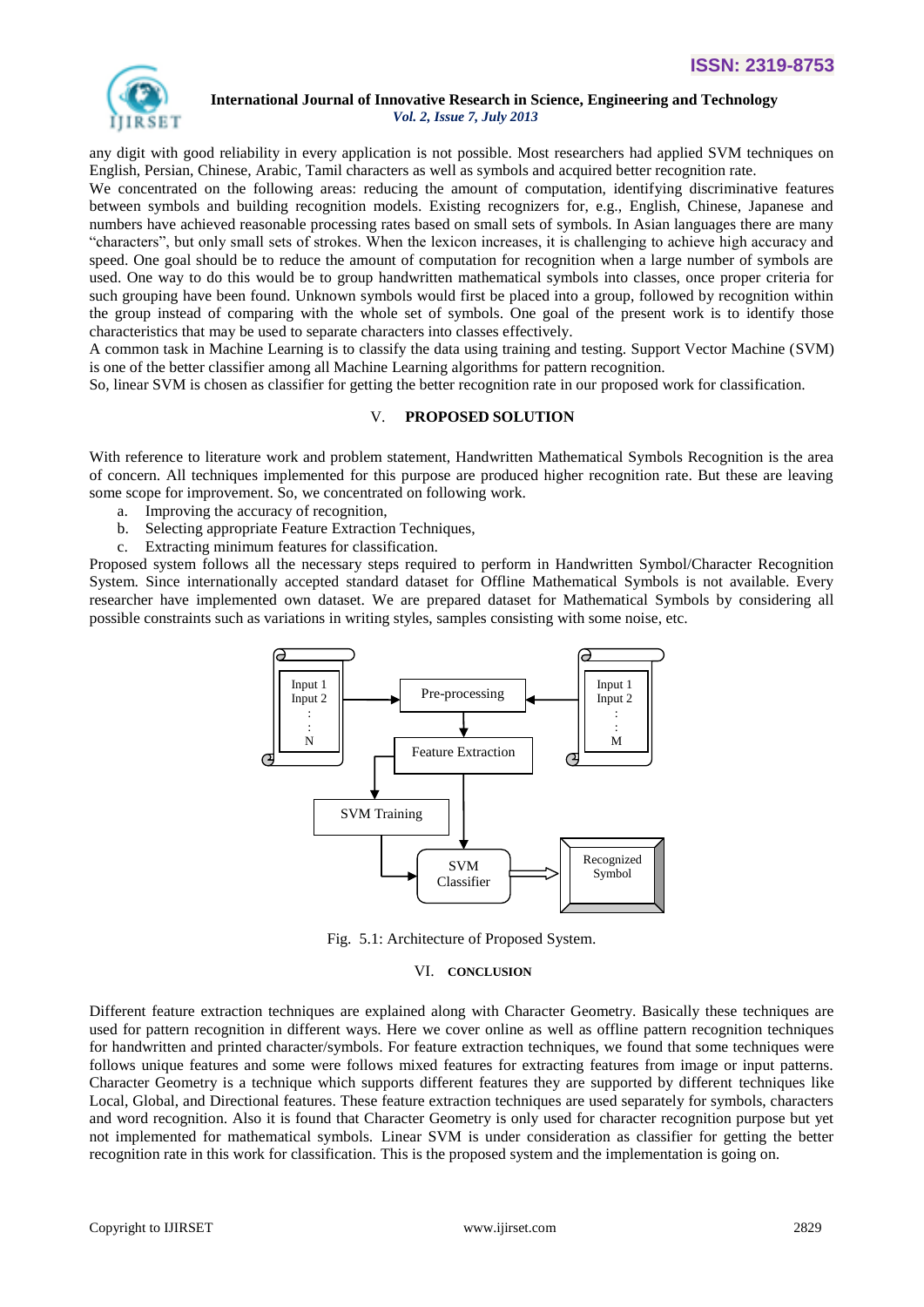any digit with good reliability in every application is not possible. Most researchers had applied SVM techniques on English, Persian, Chinese, Arabic, Tamil characters as well as symbols and acquired better recognition rate.

We concentrated on the following areas: reducing the amount of computation, identifying discriminative features between symbols and building recognition models. Existing recognizers for, e.g., English, Chinese, Japanese and numbers have achieved reasonable processing rates based on small sets of symbols. In Asian languages there are many "characters", but only small sets of strokes. When the lexicon increases, it is challenging to achieve high accuracy and speed. One goal should be to reduce the amount of computation for recognition when a large number of symbols are used. One way to do this would be to group handwritten mathematical symbols into classes, once proper criteria for such grouping have been found. Unknown symbols would first be placed into a group, followed by recognition within the group instead of comparing with the whole set of symbols. One goal of the present work is to identify those characteristics that may be used to separate characters into classes effectively.

A common task in Machine Learning is to classify the data using training and testing. Support Vector Machine (SVM) is one of the better classifier among all Machine Learning algorithms for pattern recognition.

So, linear SVM is chosen as classifier for getting the better recognition rate in our proposed work for classification.

## V. PROPOSED SOLUTION

With reference to literature work and problem statement, Handwritten Mathematical Symbols Recognition is the area of concern. All techniques implemented for this purpose are produced higher recognition rate. But these are leaving some scope for improvement. So, we concentrated on following work.

a. Improving the accuracy of recognition,
b. Selecting appropriate Feature Extraction Techniques,
c. Extracting minimum features for classification.

Proposed system follows all the necessary steps required to perform in Handwritten Symbol/Character Recognition System. Since internationally accepted standard dataset for Offline Mathematical Symbols is not available. Every researcher have implemented own dataset. We are prepared dataset for Mathematical Symbols by considering all possible constraints such as variations in writing styles, samples consisting with some noise, etc.

Input 1
Input 2
:
:
N

Pre-processing

Input 1
Input 2
:
:
M

Feature Extraction

SVM Training

SVM Classifier

Recognized Symbol

Fig. 5.1: Architecture of Proposed System.

## VI. CONCLUSION

Different feature extraction techniques are explained along with Character Geometry. Basically these techniques are used for pattern recognition in different ways. Here we cover online as well as offline pattern recognition techniques for handwritten and printed character/symbols. For feature extraction techniques, we found that some techniques were follows unique features and some were follows mixed features for extracting features from image or input patterns. Character Geometry is a technique which supports different features they are supported by different techniques like Local, Global, and Directional features. These feature extraction techniques are used separately for symbols, characters and word recognition. Also it is found that Character Geometry is only used for character recognition purpose but yet not implemented for mathematical symbols. Linear SVM is under consideration as classifier for getting the better recognition rate in this work for classification. This is the proposed system and the implementation is going on.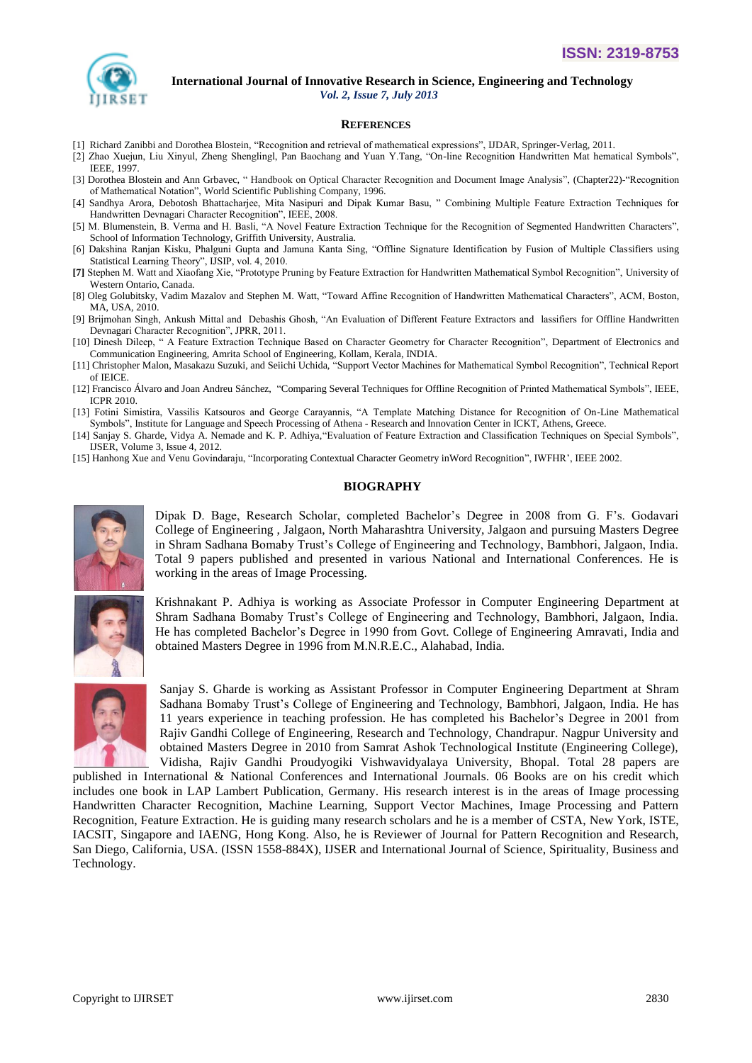## REFERENCES

[1] Richard Zanibbi and Dorothea Blostein, "Recognition and retrieval of mathematical expressions", IJDAR, Springer-Verlag, 2011.

[2] Zhao Xuejun, Liu Xinyul, Zheng Shenglingl, Pan Baochang and Yuan Y.Tang, "On-line Recognition Handwritten Mat hematical Symbols", IEEE, 1997.

[3] Dorothea Blostein and Ann Grbavec, " Handbook on Optical Character Recognition and Document Image Analysis", (Chapter22)-"Recognition of Mathematical Notation", World Scientific Publishing Company, 1996.

[4] Sandhya Arora, Debotosh Bhattacharjee, Mita Nasipuri and Dipak Kumar Basu, " Combining Multiple Feature Extraction Techniques for Handwritten Devnagari Character Recognition", IEEE, 2008.

[5] M. Blumenstein, B. Verma and H. Basli, "A Novel Feature Extraction Technique for the Recognition of Segmented Handwritten Characters", School of Information Technology, Griffith University, Australia.

[6] Dakshina Ranjan Kisku, Phalguni Gupta and Jamuna Kanta Sing, "Offline Signature Identification by Fusion of Multiple Classifiers using Statistical Learning Theory", IJSIP, vol. 4, 2010.

**[7]** Stephen M. Watt and Xiaofang Xie, "Prototype Pruning by Feature Extraction for Handwritten Mathematical Symbol Recognition", University of Western Ontario, Canada.

[8] Oleg Golubitsky, Vadim Mazalov and Stephen M. Watt, "Toward Affine Recognition of Handwritten Mathematical Characters", ACM, Boston, MA, USA, 2010.

[9] Brijmohan Singh, Ankush Mittal and Debashis Ghosh, "An Evaluation of Different Feature Extractors and lassifiers for Offline Handwritten Devnagari Character Recognition", JPRR, 2011.

[10] Dinesh Dileep, " A Feature Extraction Technique Based on Character Geometry for Character Recognition", Department of Electronics and Communication Engineering, Amrita School of Engineering, Kollam, Kerala, INDIA.

[11] Christopher Malon, Masakazu Suzuki, and Seiichi Uchida, "Support Vector Machines for Mathematical Symbol Recognition", Technical Report of IEICE.

[12] Francisco Álvaro and Joan Andreu Sánchez, "Comparing Several Techniques for Offline Recognition of Printed Mathematical Symbols", IEEE, ICPR 2010.

[13] Fotini Simistira, Vassilis Katsouros and George Carayannis, "A Template Matching Distance for Recognition of On-Line Mathematical Symbols", Institute for Language and Speech Processing of Athena - Research and Innovation Center in ICKT, Athens, Greece.

[14] Sanjay S. Gharde, Vidya A. Nemade and K. P. Adhiya,"Evaluation of Feature Extraction and Classification Techniques on Special Symbols", IJSER, Volume 3, Issue 4, 2012.

[15] Hanhong Xue and Venu Govindaraju, "Incorporating Contextual Character Geometry inWord Recognition", IWFHR', IEEE 2002.

## BIOGRAPHY

Dipak D. Bage, Research Scholar, completed Bachelor's Degree in 2008 from G. F's. Godavari College of Engineering , Jalgaon, North Maharashtra University, Jalgaon and pursuing Masters Degree in Shram Sadhana Bomaby Trust's College of Engineering and Technology, Bambhori, Jalgaon, India. Total 9 papers published and presented in various National and International Conferences. He is working in the areas of Image Processing.

Krishnakant P. Adhiya is working as Associate Professor in Computer Engineering Department at Shram Sadhana Bomaby Trust's College of Engineering and Technology, Bambhori, Jalgaon, India. He has completed Bachelor's Degree in 1990 from Govt. College of Engineering Amravati, India and obtained Masters Degree in 1996 from M.N.R.E.C., Alahabad, India.

Sanjay S. Gharde is working as Assistant Professor in Computer Engineering Department at Shram Sadhana Bomaby Trust's College of Engineering and Technology, Bambhori, Jalgaon, India. He has 11 years experience in teaching profession. He has completed his Bachelor's Degree in 2001 from Rajiv Gandhi College of Engineering, Research and Technology, Chandrapur. Nagpur University and obtained Masters Degree in 2010 from Samrat Ashok Technological Institute (Engineering College), Vidisha, Rajiv Gandhi Proudyogiki Vishwavidyalaya University, Bhopal. Total 28 papers are published in International & National Conferences and International Journals. 06 Books are on his credit which includes one book in LAP Lambert Publication, Germany. His research interest is in the areas of Image processing Handwritten Character Recognition, Machine Learning, Support Vector Machines, Image Processing and Pattern Recognition, Feature Extraction. He is guiding many research scholars and he is a member of CSTA, New York, ISTE, IACSIT, Singapore and IAENG, Hong Kong. Also, he is Reviewer of Journal for Pattern Recognition and Research, San Diego, California, USA. (ISSN 1558-884X), IJSER and International Journal of Science, Spirituality, Business and Technology.